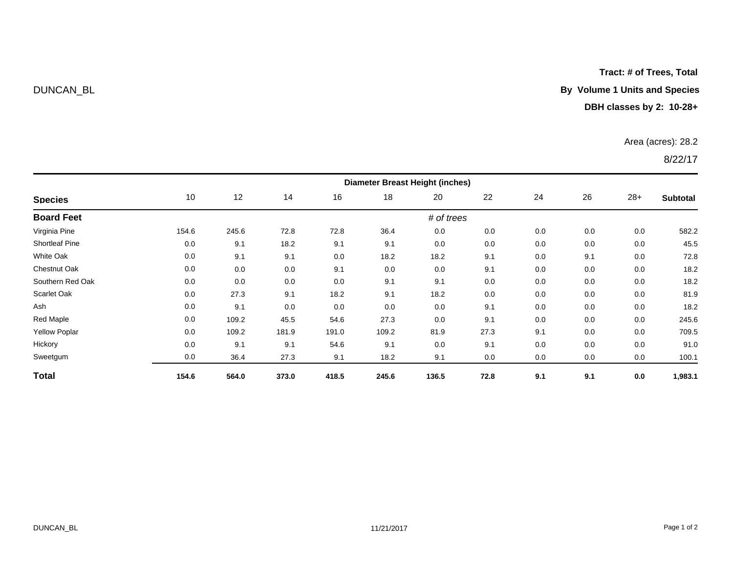DUNCAN_BL

**Tract: # of Trees, Total**

**By Volume 1 Units and Species**

**DBH classes by 2: 10-28+**

Area (acres): 28.2

8/22/17

| | Diameter Breast Height (inches) | | | | | | | | | | |
|---|---|---|---|---|---|---|---|---|---|---|---|
| **Species** | 10 | 12 | 14 | 16 | 18 | 20 | 22 | 24 | 26 | 28+ | **Subtotal** |
| **Board Feet** | | | | | | *# of trees* | | | | | |
| Virginia Pine | 154.6 | 245.6 | 72.8 | 72.8 | 36.4 | 0.0 | 0.0 | 0.0 | 0.0 | 0.0 | 582.2 |
| Shortleaf Pine | 0.0 | 9.1 | 18.2 | 9.1 | 9.1 | 0.0 | 0.0 | 0.0 | 0.0 | 0.0 | 45.5 |
| White Oak | 0.0 | 9.1 | 9.1 | 0.0 | 18.2 | 18.2 | 9.1 | 0.0 | 9.1 | 0.0 | 72.8 |
| Chestnut Oak | 0.0 | 0.0 | 0.0 | 9.1 | 0.0 | 0.0 | 9.1 | 0.0 | 0.0 | 0.0 | 18.2 |
| Southern Red Oak | 0.0 | 0.0 | 0.0 | 0.0 | 9.1 | 9.1 | 0.0 | 0.0 | 0.0 | 0.0 | 18.2 |
| Scarlet Oak | 0.0 | 27.3 | 9.1 | 18.2 | 9.1 | 18.2 | 0.0 | 0.0 | 0.0 | 0.0 | 81.9 |
| Ash | 0.0 | 9.1 | 0.0 | 0.0 | 0.0 | 0.0 | 9.1 | 0.0 | 0.0 | 0.0 | 18.2 |
| Red Maple | 0.0 | 109.2 | 45.5 | 54.6 | 27.3 | 0.0 | 9.1 | 0.0 | 0.0 | 0.0 | 245.6 |
| Yellow Poplar | 0.0 | 109.2 | 181.9 | 191.0 | 109.2 | 81.9 | 27.3 | 9.1 | 0.0 | 0.0 | 709.5 |
| Hickory | 0.0 | 9.1 | 9.1 | 54.6 | 9.1 | 0.0 | 9.1 | 0.0 | 0.0 | 0.0 | 91.0 |
| Sweetgum | 0.0 | 36.4 | 27.3 | 9.1 | 18.2 | 9.1 | 0.0 | 0.0 | 0.0 | 0.0 | 100.1 |
| **Total** | **154.6** | **564.0** | **373.0** | **418.5** | **245.6** | **136.5** | **72.8** | **9.1** | **9.1** | **0.0** | **1,983.1** |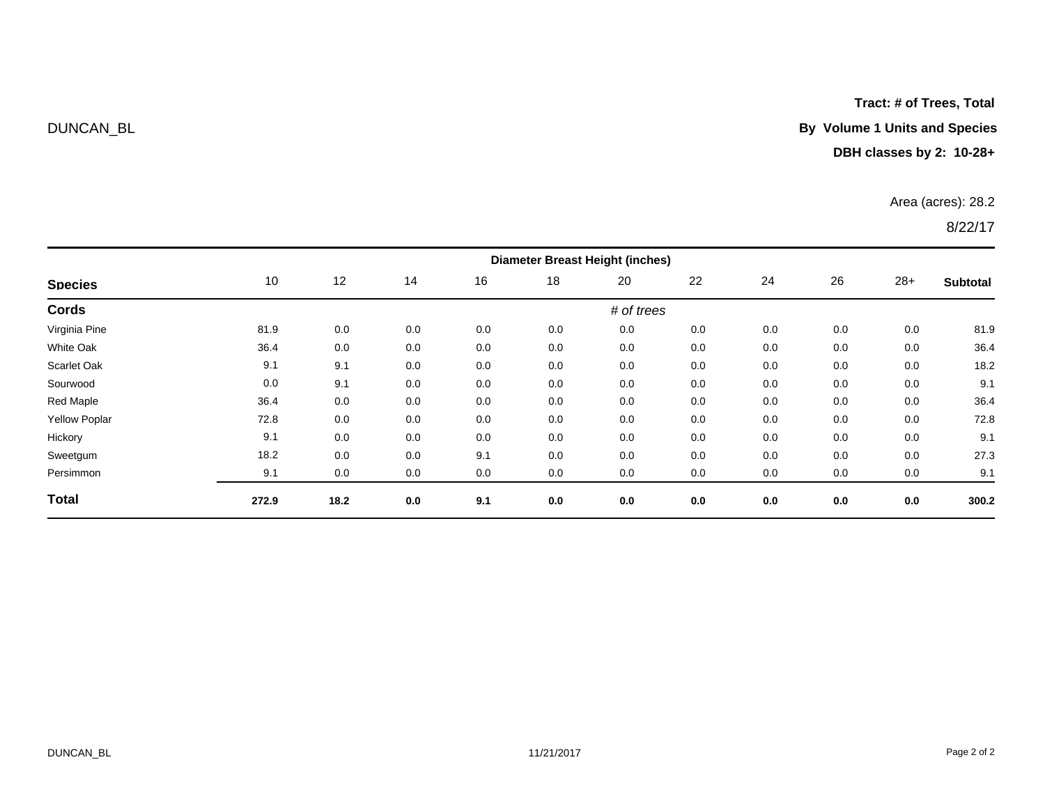DUNCAN_BL

**Tract: # of Trees, Total**

**By Volume 1 Units and Species**

**DBH classes by 2: 10-28+**

Area (acres): 28.2

8/22/17

| | Diameter Breast Height (inches) | | | | | | | | | | |
|---|---|---|---|---|---|---|---|---|---|---|---|
| **Species** | 10 | 12 | 14 | 16 | 18 | 20 | 22 | 24 | 26 | 28+ | **Subtotal** |
| **Cords** | | | | | | *# of trees* | | | | | |
| Virginia Pine | 81.9 | 0.0 | 0.0 | 0.0 | 0.0 | 0.0 | 0.0 | 0.0 | 0.0 | 0.0 | 81.9 |
| White Oak | 36.4 | 0.0 | 0.0 | 0.0 | 0.0 | 0.0 | 0.0 | 0.0 | 0.0 | 0.0 | 36.4 |
| Scarlet Oak | 9.1 | 9.1 | 0.0 | 0.0 | 0.0 | 0.0 | 0.0 | 0.0 | 0.0 | 0.0 | 18.2 |
| Sourwood | 0.0 | 9.1 | 0.0 | 0.0 | 0.0 | 0.0 | 0.0 | 0.0 | 0.0 | 0.0 | 9.1 |
| Red Maple | 36.4 | 0.0 | 0.0 | 0.0 | 0.0 | 0.0 | 0.0 | 0.0 | 0.0 | 0.0 | 36.4 |
| Yellow Poplar | 72.8 | 0.0 | 0.0 | 0.0 | 0.0 | 0.0 | 0.0 | 0.0 | 0.0 | 0.0 | 72.8 |
| Hickory | 9.1 | 0.0 | 0.0 | 0.0 | 0.0 | 0.0 | 0.0 | 0.0 | 0.0 | 0.0 | 9.1 |
| Sweetgum | 18.2 | 0.0 | 0.0 | 9.1 | 0.0 | 0.0 | 0.0 | 0.0 | 0.0 | 0.0 | 27.3 |
| Persimmon | 9.1 | 0.0 | 0.0 | 0.0 | 0.0 | 0.0 | 0.0 | 0.0 | 0.0 | 0.0 | 9.1 |
| **Total** | **272.9** | **18.2** | **0.0** | **9.1** | **0.0** | **0.0** | **0.0** | **0.0** | **0.0** | **0.0** | **300.2** |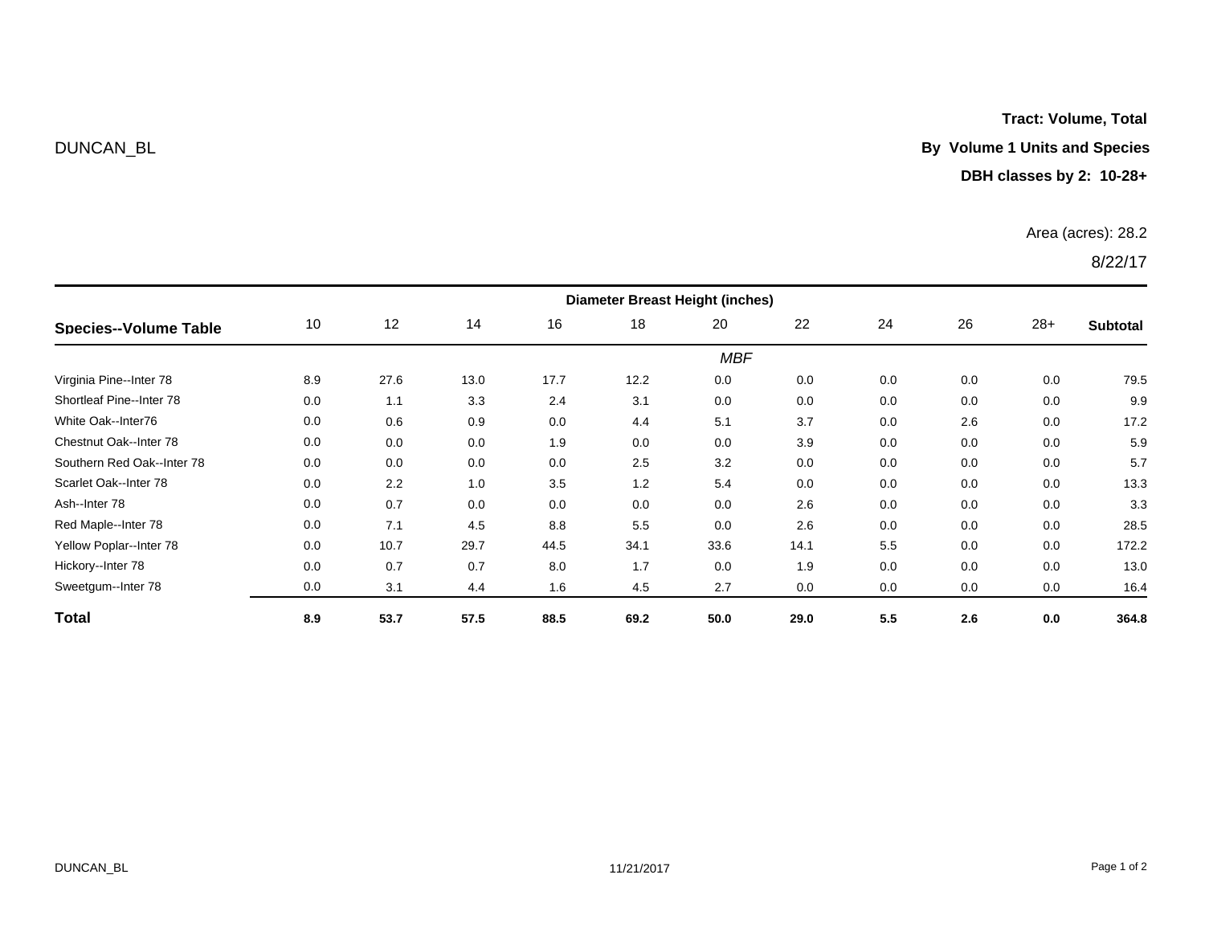DUNCAN_BL

**Tract: Volume, Total**

**By Volume 1 Units and Species**

**DBH classes by 2: 10-28+**

Area (acres): 28.2

8/22/17

| Species--Volume Table | 10 | 12 | 14 | 16 | 18 | 20 | 22 | 24 | 26 | 28+ | Subtotal |
|---|---|---|---|---|---|---|---|---|---|---|---|
| | **Diameter Breast Height (inches)** | | | | | | | | | | |
| | *MBF* | | | | | | | | | | |
| Virginia Pine--Inter 78 | 8.9 | 27.6 | 13.0 | 17.7 | 12.2 | 0.0 | 0.0 | 0.0 | 0.0 | 0.0 | 79.5 |
| Shortleaf Pine--Inter 78 | 0.0 | 1.1 | 3.3 | 2.4 | 3.1 | 0.0 | 0.0 | 0.0 | 0.0 | 0.0 | 9.9 |
| White Oak--Inter76 | 0.0 | 0.6 | 0.9 | 0.0 | 4.4 | 5.1 | 3.7 | 0.0 | 2.6 | 0.0 | 17.2 |
| Chestnut Oak--Inter 78 | 0.0 | 0.0 | 0.0 | 1.9 | 0.0 | 0.0 | 3.9 | 0.0 | 0.0 | 0.0 | 5.9 |
| Southern Red Oak--Inter 78 | 0.0 | 0.0 | 0.0 | 0.0 | 2.5 | 3.2 | 0.0 | 0.0 | 0.0 | 0.0 | 5.7 |
| Scarlet Oak--Inter 78 | 0.0 | 2.2 | 1.0 | 3.5 | 1.2 | 5.4 | 0.0 | 0.0 | 0.0 | 0.0 | 13.3 |
| Ash--Inter 78 | 0.0 | 0.7 | 0.0 | 0.0 | 0.0 | 0.0 | 2.6 | 0.0 | 0.0 | 0.0 | 3.3 |
| Red Maple--Inter 78 | 0.0 | 7.1 | 4.5 | 8.8 | 5.5 | 0.0 | 2.6 | 0.0 | 0.0 | 0.0 | 28.5 |
| Yellow Poplar--Inter 78 | 0.0 | 10.7 | 29.7 | 44.5 | 34.1 | 33.6 | 14.1 | 5.5 | 0.0 | 0.0 | 172.2 |
| Hickory--Inter 78 | 0.0 | 0.7 | 0.7 | 8.0 | 1.7 | 0.0 | 1.9 | 0.0 | 0.0 | 0.0 | 13.0 |
| Sweetgum--Inter 78 | 0.0 | 3.1 | 4.4 | 1.6 | 4.5 | 2.7 | 0.0 | 0.0 | 0.0 | 0.0 | 16.4 |
| **Total** | **8.9** | **53.7** | **57.5** | **88.5** | **69.2** | **50.0** | **29.0** | **5.5** | **2.6** | **0.0** | **364.8** |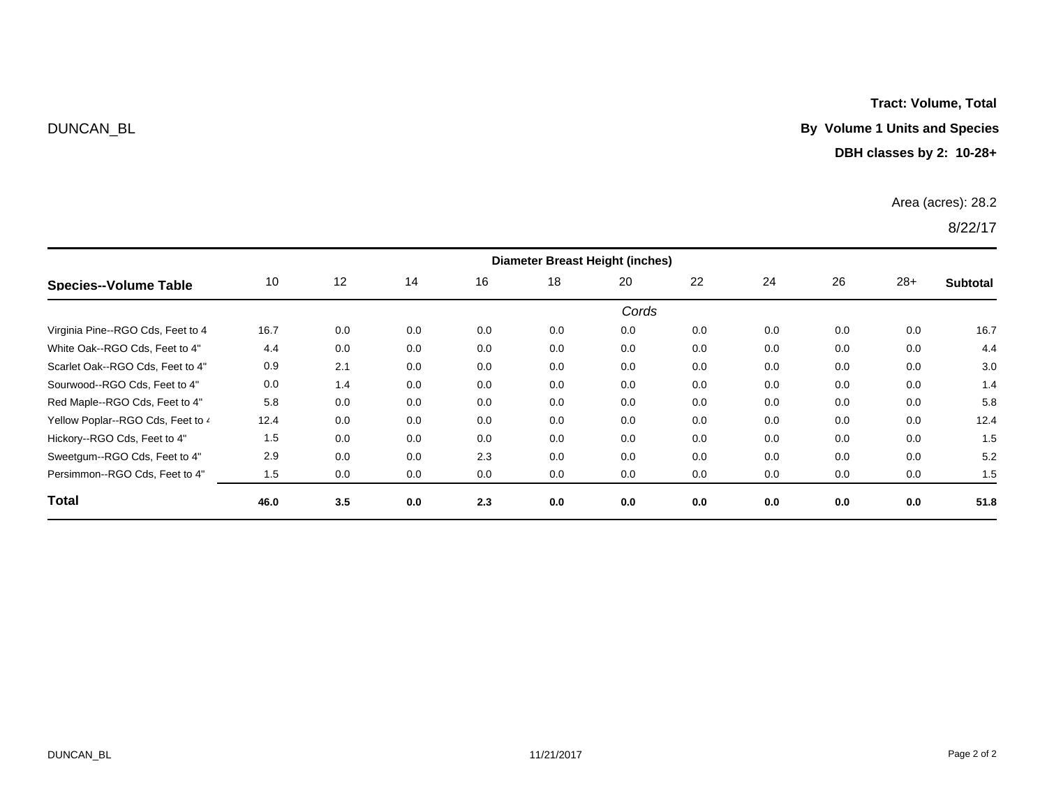DUNCAN_BL

**Tract: Volume, Total**

**By Volume 1 Units and Species**

**DBH classes by 2: 10-28+**

Area (acres): 28.2

8/22/17

| | Diameter Breast Height (inches) | | | | | | | | | | |
|---|---|---|---|---|---|---|---|---|---|---|---|
| **Species--Volume Table** | 10 | 12 | 14 | 16 | 18 | 20 | 22 | 24 | 26 | 28+ | **Subtotal** |
| | | | | | | *Cords* | | | | | |
| Virginia Pine--RGO Cds, Feet to 4 | 16.7 | 0.0 | 0.0 | 0.0 | 0.0 | 0.0 | 0.0 | 0.0 | 0.0 | 0.0 | 16.7 |
| White Oak--RGO Cds, Feet to 4" | 4.4 | 0.0 | 0.0 | 0.0 | 0.0 | 0.0 | 0.0 | 0.0 | 0.0 | 0.0 | 4.4 |
| Scarlet Oak--RGO Cds, Feet to 4" | 0.9 | 2.1 | 0.0 | 0.0 | 0.0 | 0.0 | 0.0 | 0.0 | 0.0 | 0.0 | 3.0 |
| Sourwood--RGO Cds, Feet to 4" | 0.0 | 1.4 | 0.0 | 0.0 | 0.0 | 0.0 | 0.0 | 0.0 | 0.0 | 0.0 | 1.4 |
| Red Maple--RGO Cds, Feet to 4" | 5.8 | 0.0 | 0.0 | 0.0 | 0.0 | 0.0 | 0.0 | 0.0 | 0.0 | 0.0 | 5.8 |
| Yellow Poplar--RGO Cds, Feet to 4 | 12.4 | 0.0 | 0.0 | 0.0 | 0.0 | 0.0 | 0.0 | 0.0 | 0.0 | 0.0 | 12.4 |
| Hickory--RGO Cds, Feet to 4" | 1.5 | 0.0 | 0.0 | 0.0 | 0.0 | 0.0 | 0.0 | 0.0 | 0.0 | 0.0 | 1.5 |
| Sweetgum--RGO Cds, Feet to 4" | 2.9 | 0.0 | 0.0 | 2.3 | 0.0 | 0.0 | 0.0 | 0.0 | 0.0 | 0.0 | 5.2 |
| Persimmon--RGO Cds, Feet to 4" | 1.5 | 0.0 | 0.0 | 0.0 | 0.0 | 0.0 | 0.0 | 0.0 | 0.0 | 0.0 | 1.5 |
| **Total** | **46.0** | **3.5** | **0.0** | **2.3** | **0.0** | **0.0** | **0.0** | **0.0** | **0.0** | **0.0** | **51.8** |